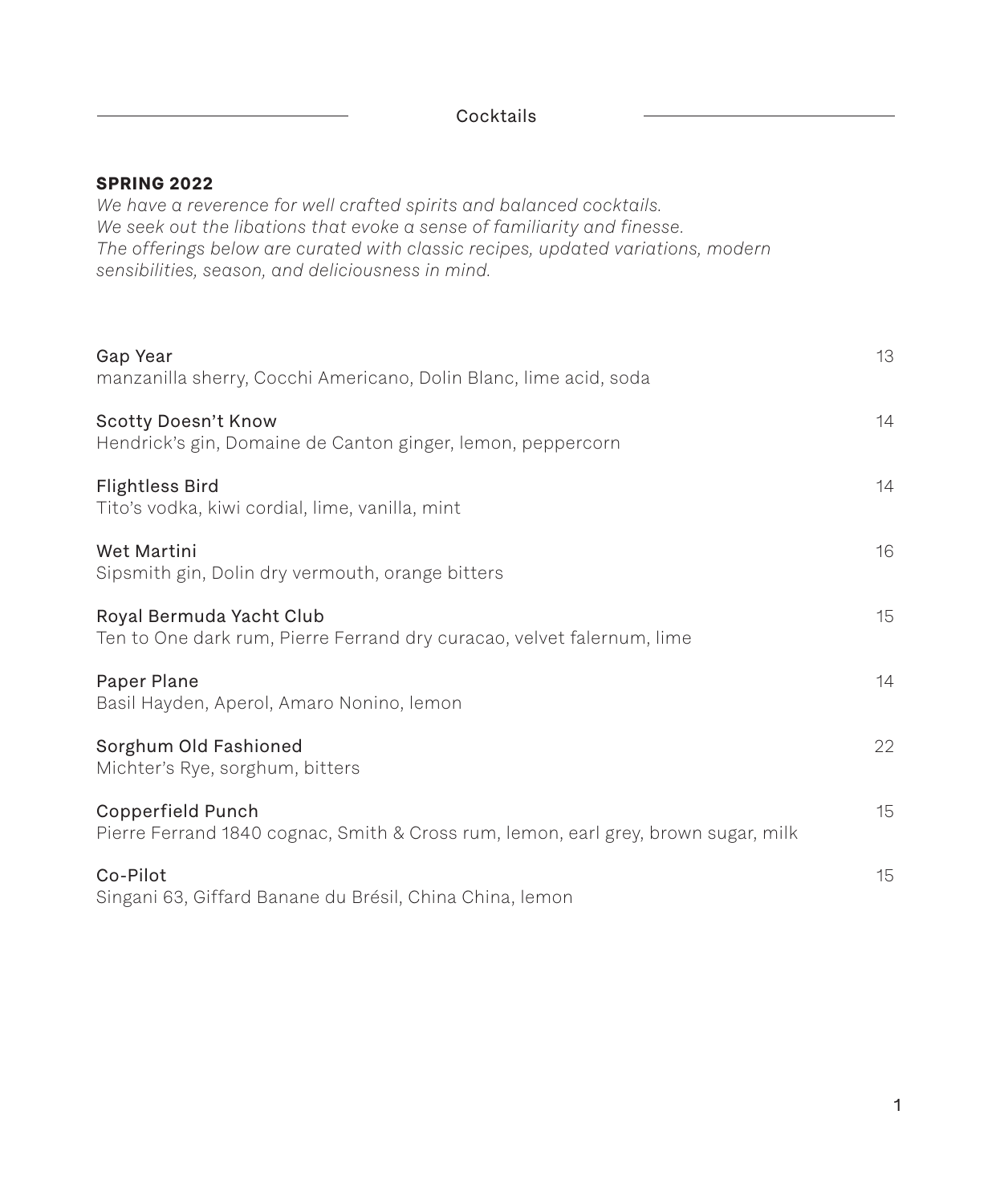# Cocktails

**SPRING 2022**

*We have a reverence for well crafted spirits and balanced cocktails.*
*We seek out the libations that evoke a sense of familiarity and finesse.*
*The offerings below are curated with classic recipes, updated variations, modern sensibilities, season, and deliciousness in mind.*

Gap Year — 13
manzanilla sherry, Cocchi Americano, Dolin Blanc, lime acid, soda

Scotty Doesn't Know — 14
Hendrick's gin, Domaine de Canton ginger, lemon, peppercorn

Flightless Bird — 14
Tito's vodka, kiwi cordial, lime, vanilla, mint

Wet Martini — 16
Sipsmith gin, Dolin dry vermouth, orange bitters

Royal Bermuda Yacht Club — 15
Ten to One dark rum, Pierre Ferrand dry curacao, velvet falernum, lime

Paper Plane — 14
Basil Hayden, Aperol, Amaro Nonino, lemon

Sorghum Old Fashioned — 22
Michter's Rye, sorghum, bitters

Copperfield Punch — 15
Pierre Ferrand 1840 cognac, Smith & Cross rum, lemon, earl grey, brown sugar, milk

Co-Pilot — 15
Singani 63, Giffard Banane du Brésil, China China, lemon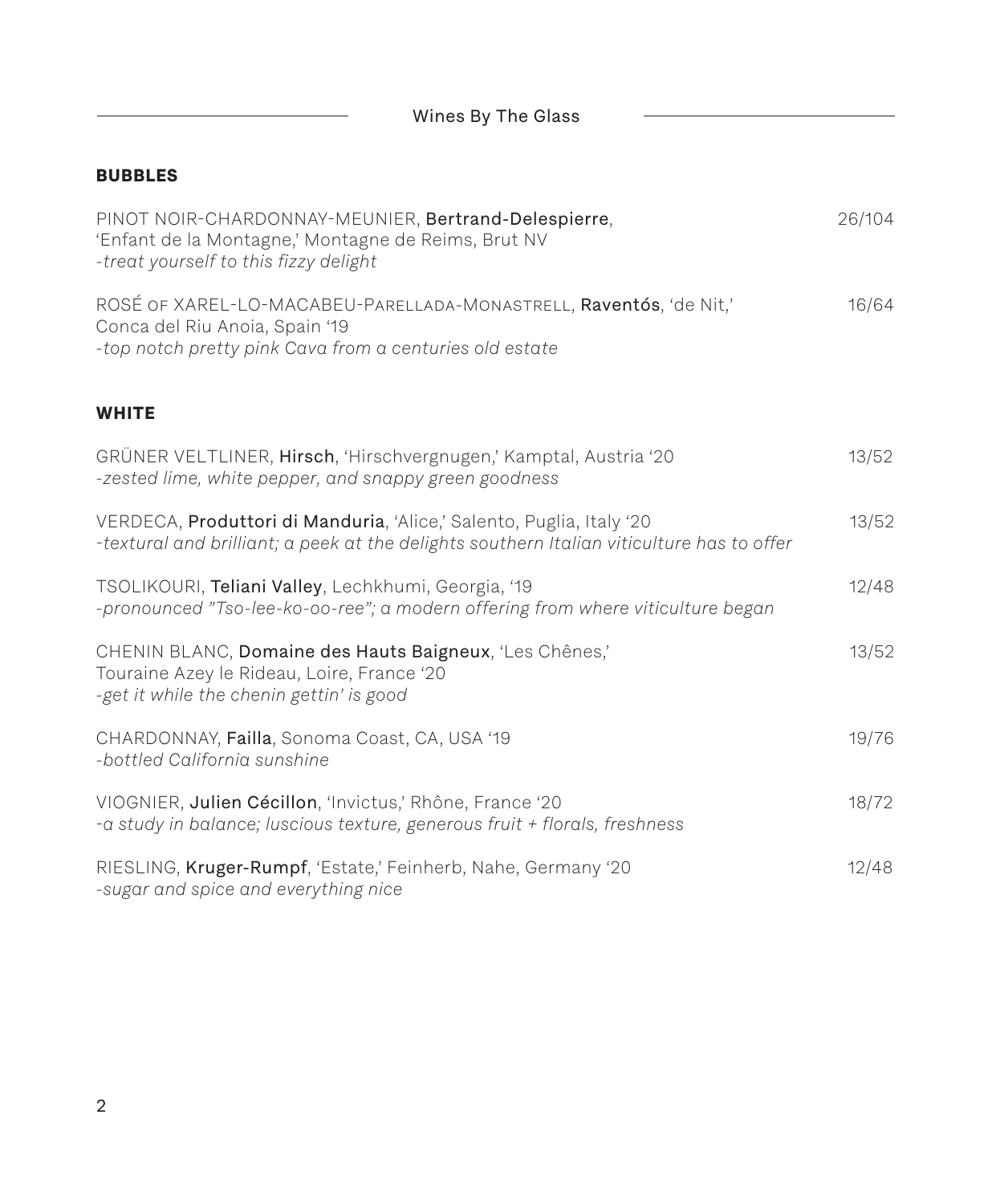## Wines By The Glass

### BUBBLES

PINOT NOIR-CHARDONNAY-MEUNIER, **Bertrand-Delespierre**, 'Enfant de la Montagne,' Montagne de Reims, Brut NV — 26/104
*-treat yourself to this fizzy delight*

ROSÉ OF XAREL-LO-MACABEU-PARELLADA-MONASTRELL, **Raventós**, 'de Nit,' Conca del Riu Anoia, Spain '19 — 16/64
*-top notch pretty pink Cava from a centuries old estate*

### WHITE

GRÜNER VELTLINER, **Hirsch**, 'Hirschvergnugen,' Kamptal, Austria '20 — 13/52
*-zested lime, white pepper, and snappy green goodness*

VERDECA, **Produttori di Manduria**, 'Alice,' Salento, Puglia, Italy '20 — 13/52
*-textural and brilliant; a peek at the delights southern Italian viticulture has to offer*

TSOLIKOURI, **Teliani Valley**, Lechkhumi, Georgia, '19 — 12/48
*-pronounced "Tso-lee-ko-oo-ree"; a modern offering from where viticulture began*

CHENIN BLANC, **Domaine des Hauts Baigneux**, 'Les Chênes,' Touraine Azey le Rideau, Loire, France '20 — 13/52
*-get it while the chenin gettin' is good*

CHARDONNAY, **Failla**, Sonoma Coast, CA, USA '19 — 19/76
*-bottled California sunshine*

VIOGNIER, **Julien Cécillon**, 'Invictus,' Rhône, France '20 — 18/72
*-a study in balance; luscious texture, generous fruit + florals, freshness*

RIESLING, **Kruger-Rumpf**, 'Estate,' Feinherb, Nahe, Germany '20 — 12/48
*-sugar and spice and everything nice*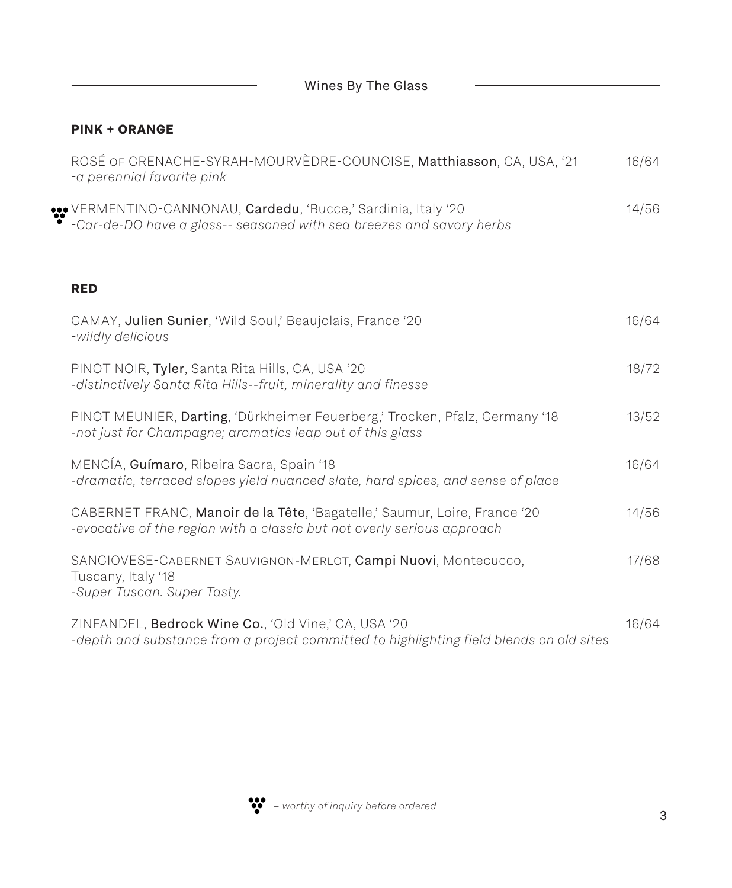## Wines By The Glass

### PINK + ORANGE

ROSÉ OF GRENACHE-SYRAH-MOURVÈDRE-COUNOISE, **Matthiasson**, CA, USA, '21 — 16/64
*-a perennial favorite pink*

VERMENTINO-CANNONAU, **Cardedu**, 'Bucce,' Sardinia, Italy '20 — 14/56
*-Car-de-DO have a glass-- seasoned with sea breezes and savory herbs*

### RED

GAMAY, **Julien Sunier**, 'Wild Soul,' Beaujolais, France '20 — 16/64
*-wildly delicious*

PINOT NOIR, **Tyler**, Santa Rita Hills, CA, USA '20 — 18/72
*-distinctively Santa Rita Hills--fruit, minerality and finesse*

PINOT MEUNIER, **Darting**, 'Dürkheimer Feuerberg,' Trocken, Pfalz, Germany '18 — 13/52
*-not just for Champagne; aromatics leap out of this glass*

MENCÍA, **Guímaro**, Ribeira Sacra, Spain '18 — 16/64
*-dramatic, terraced slopes yield nuanced slate, hard spices, and sense of place*

CABERNET FRANC, **Manoir de la Tête**, 'Bagatelle,' Saumur, Loire, France '20 — 14/56
*-evocative of the region with a classic but not overly serious approach*

SANGIOVESE-CABERNET SAUVIGNON-MERLOT, **Campi Nuovi**, Montecucco, Tuscany, Italy '18 — 17/68
*-Super Tuscan. Super Tasty.*

ZINFANDEL, **Bedrock Wine Co.**, 'Old Vine,' CA, USA '20 — 16/64
*-depth and substance from a project committed to highlighting field blends on old sites*

*– worthy of inquiry before ordered*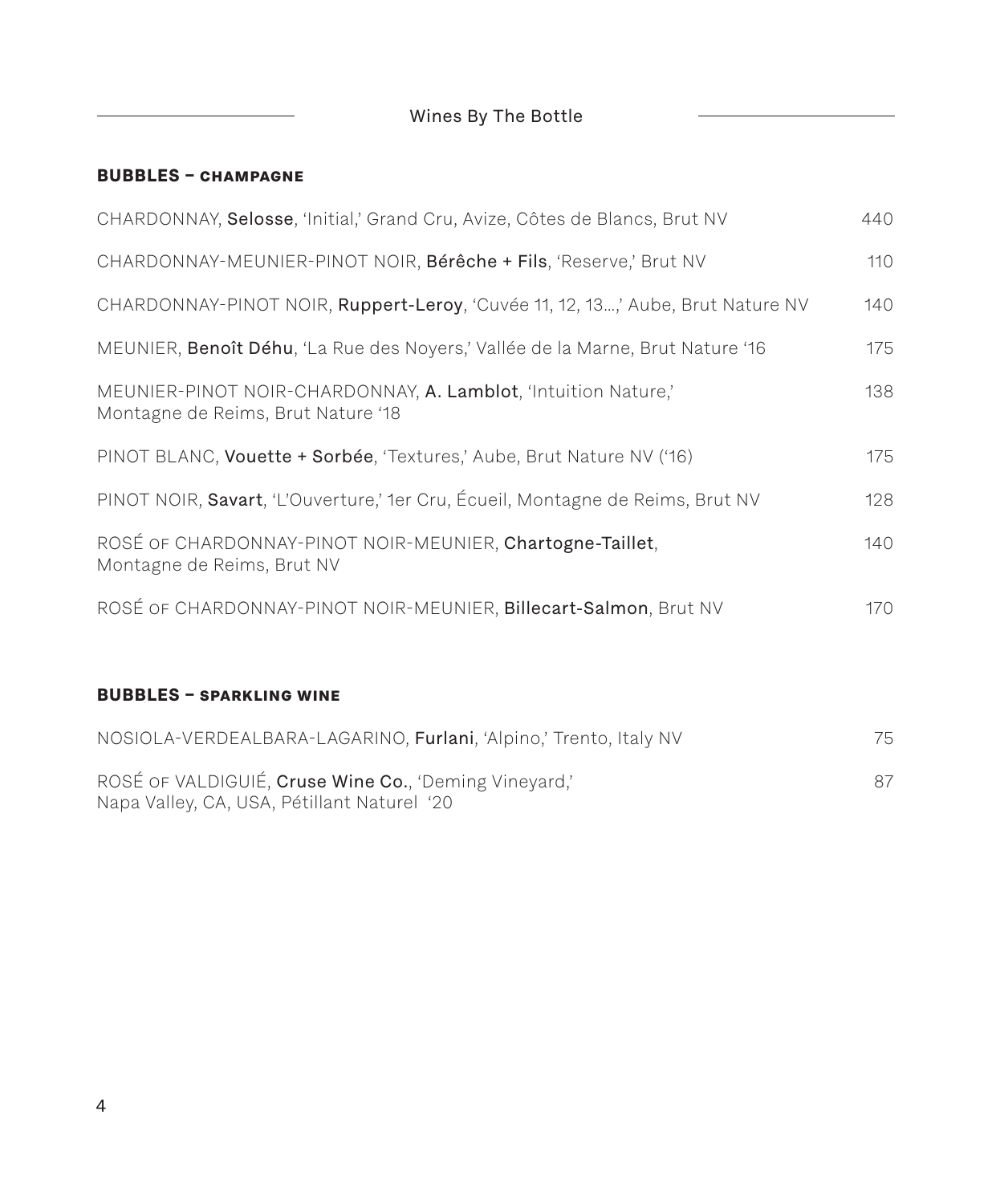## Wines By The Bottle

### BUBBLES – CHAMPAGNE

| | |
|---|---|
| CHARDONNAY, **Selosse**, 'Initial,' Grand Cru, Avize, Côtes de Blancs, Brut NV | 440 |
| CHARDONNAY-MEUNIER-PINOT NOIR, **Bérêche + Fils**, 'Reserve,' Brut NV | 110 |
| CHARDONNAY-PINOT NOIR, **Ruppert-Leroy**, 'Cuvée 11, 12, 13…,' Aube, Brut Nature NV | 140 |
| MEUNIER, **Benoît Déhu**, 'La Rue des Noyers,' Vallée de la Marne, Brut Nature '16 | 175 |
| MEUNIER-PINOT NOIR-CHARDONNAY, **A. Lamblot**, 'Intuition Nature,' Montagne de Reims, Brut Nature '18 | 138 |
| PINOT BLANC, **Vouette + Sorbée**, 'Textures,' Aube, Brut Nature NV ('16) | 175 |
| PINOT NOIR, **Savart**, 'L'Ouverture,' 1er Cru, Écueil, Montagne de Reims, Brut NV | 128 |
| ROSÉ OF CHARDONNAY-PINOT NOIR-MEUNIER, **Chartogne-Taillet**, Montagne de Reims, Brut NV | 140 |
| ROSÉ OF CHARDONNAY-PINOT NOIR-MEUNIER, **Billecart-Salmon**, Brut NV | 170 |

### BUBBLES – SPARKLING WINE

| | |
|---|---|
| NOSIOLA-VERDEALBARA-LAGARINO, **Furlani**, 'Alpino,' Trento, Italy NV | 75 |
| ROSÉ OF VALDIGUIÉ, **Cruse Wine Co.**, 'Deming Vineyard,' Napa Valley, CA, USA, Pétillant Naturel '20 | 87 |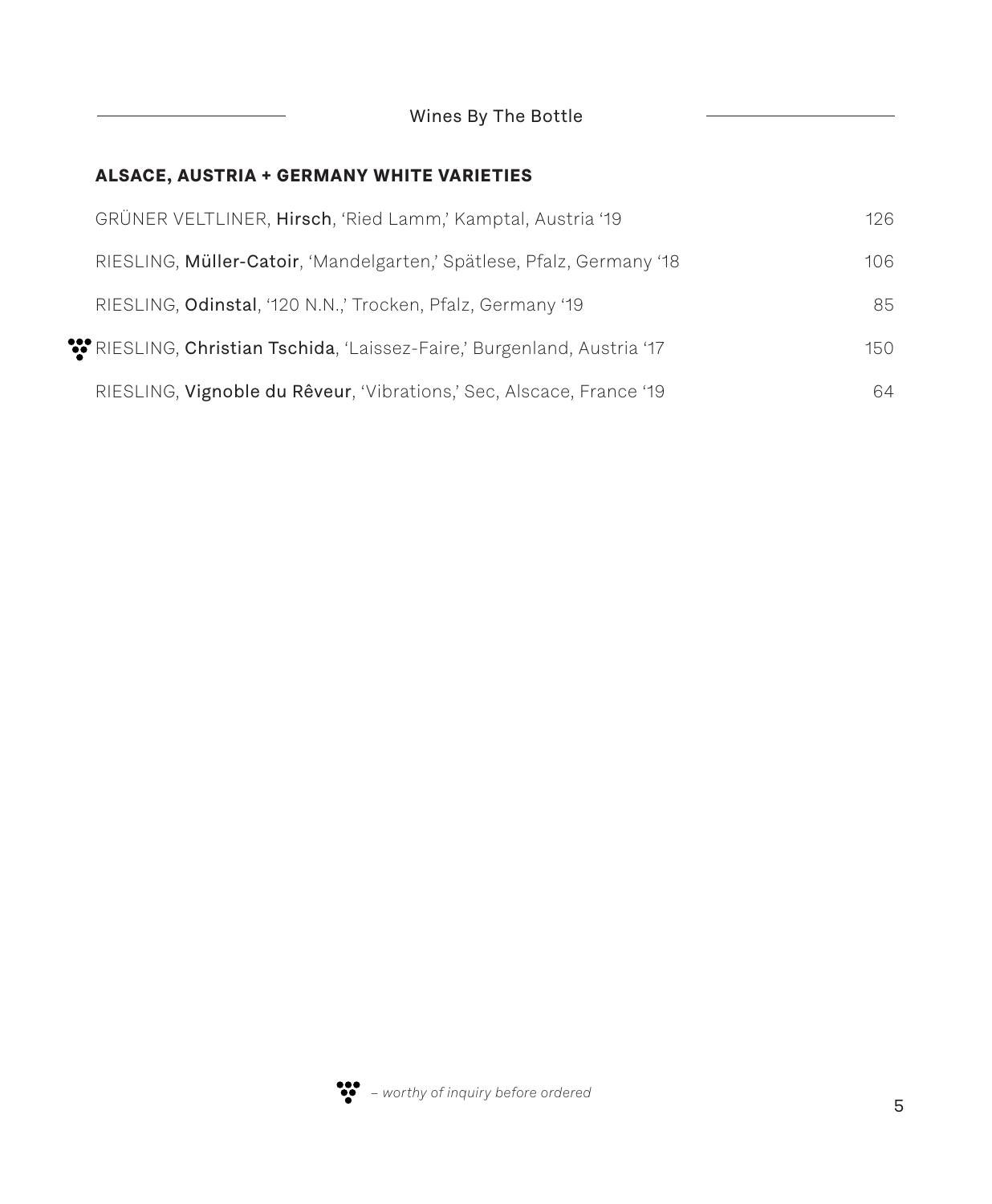## Wines By The Bottle

### ALSACE, AUSTRIA + GERMANY WHITE VARIETIES

| | |
|---|---|
| GRÜNER VELTLINER, **Hirsch**, 'Ried Lamm,' Kamptal, Austria '19 | 126 |
| RIESLING, **Müller-Catoir**, 'Mandelgarten,' Spätlese, Pfalz, Germany '18 | 106 |
| RIESLING, **Odinstal**, '120 N.N.,' Trocken, Pfalz, Germany '19 | 85 |
| RIESLING, **Christian Tschida**, 'Laissez-Faire,' Burgenland, Austria '17 | 150 |
| RIESLING, **Vignoble du Rêveur**, 'Vibrations,' Sec, Alscace, France '19 | 64 |

*– worthy of inquiry before ordered*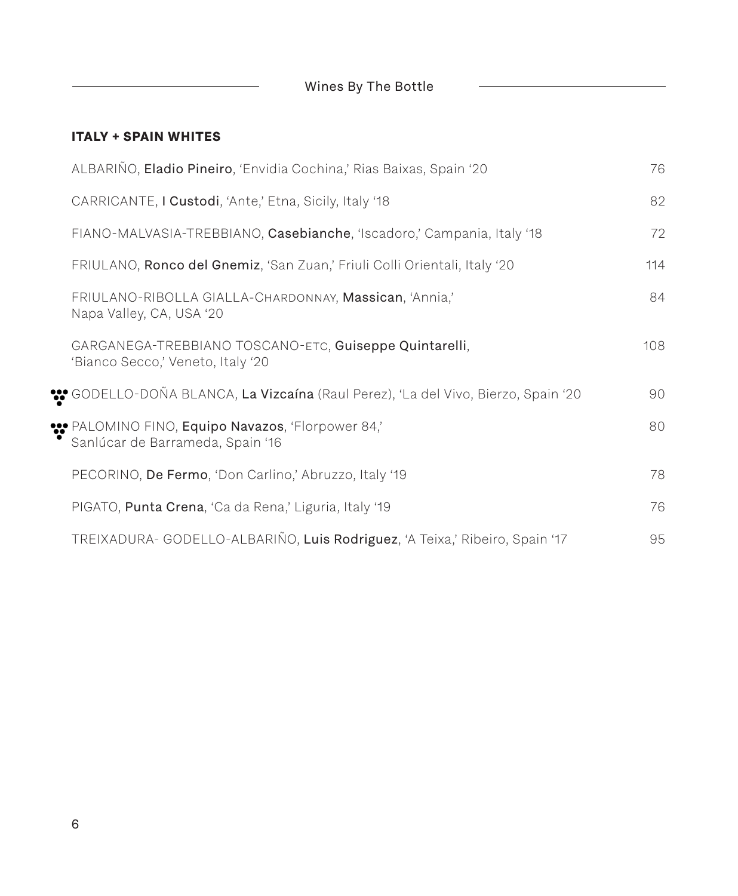Wines By The Bottle

## ITALY + SPAIN WHITES

| | |
|---|---|
| ALBARIÑO, **Eladio Pineiro**, 'Envidia Cochina,' Rias Baixas, Spain '20 | 76 |
| CARRICANTE, **I Custodi**, 'Ante,' Etna, Sicily, Italy '18 | 82 |
| FIANO-MALVASIA-TREBBIANO, **Casebianche**, 'Iscadoro,' Campania, Italy '18 | 72 |
| FRIULANO, **Ronco del Gnemiz**, 'San Zuan,' Friuli Colli Orientali, Italy '20 | 114 |
| FRIULANO-RIBOLLA GIALLA-CHARDONNAY, **Massican**, 'Annia,' Napa Valley, CA, USA '20 | 84 |
| GARGANEGA-TREBBIANO TOSCANO-ETC, **Guiseppe Quintarelli**, 'Bianco Secco,' Veneto, Italy '20 | 108 |
| GODELLO-DOÑA BLANCA, **La Vizcaína** (Raul Perez), 'La del Vivo, Bierzo, Spain '20 | 90 |
| PALOMINO FINO, **Equipo Navazos**, 'Florpower 84,' Sanlúcar de Barrameda, Spain '16 | 80 |
| PECORINO, **De Fermo**, 'Don Carlino,' Abruzzo, Italy '19 | 78 |
| PIGATO, **Punta Crena**, 'Ca da Rena,' Liguria, Italy '19 | 76 |
| TREIXADURA- GODELLO-ALBARIÑO, **Luis Rodriguez**, 'A Teixa,' Ribeiro, Spain '17 | 95 |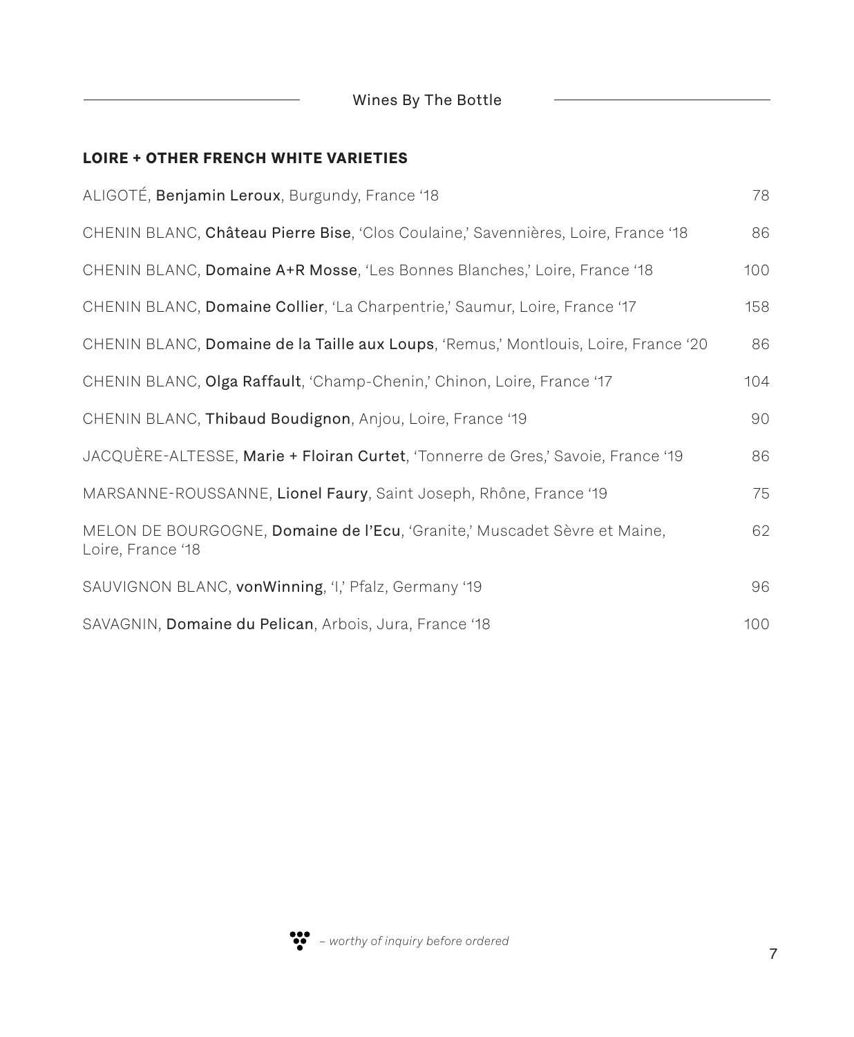Wines By The Bottle

## LOIRE + OTHER FRENCH WHITE VARIETIES

| | |
|---|---|
| ALIGOTÉ, **Benjamin Leroux**, Burgundy, France ‘18 | 78 |
| CHENIN BLANC, **Château Pierre Bise**, ‘Clos Coulaine,’ Savennières, Loire, France ‘18 | 86 |
| CHENIN BLANC, **Domaine A+R Mosse**, ‘Les Bonnes Blanches,’ Loire, France ‘18 | 100 |
| CHENIN BLANC, **Domaine Collier**, ‘La Charpentrie,’ Saumur, Loire, France ‘17 | 158 |
| CHENIN BLANC, **Domaine de la Taille aux Loups**, ‘Remus,’ Montlouis, Loire, France ‘20 | 86 |
| CHENIN BLANC, **Olga Raffault**, ‘Champ-Chenin,’ Chinon, Loire, France ‘17 | 104 |
| CHENIN BLANC, **Thibaud Boudignon**, Anjou, Loire, France ‘19 | 90 |
| JACQUÈRE-ALTESSE, **Marie + Floiran Curtet**, ‘Tonnerre de Gres,’ Savoie, France ‘19 | 86 |
| MARSANNE-ROUSSANNE, **Lionel Faury**, Saint Joseph, Rhône, France ‘19 | 75 |
| MELON DE BOURGOGNE, **Domaine de l’Ecu**, ‘Granite,’ Muscadet Sèvre et Maine, Loire, France ‘18 | 62 |
| SAUVIGNON BLANC, **vonWinning**, ‘I,’ Pfalz, Germany ‘19 | 96 |
| SAVAGNIN, **Domaine du Pelican**, Arbois, Jura, France ‘18 | 100 |

*– worthy of inquiry before ordered*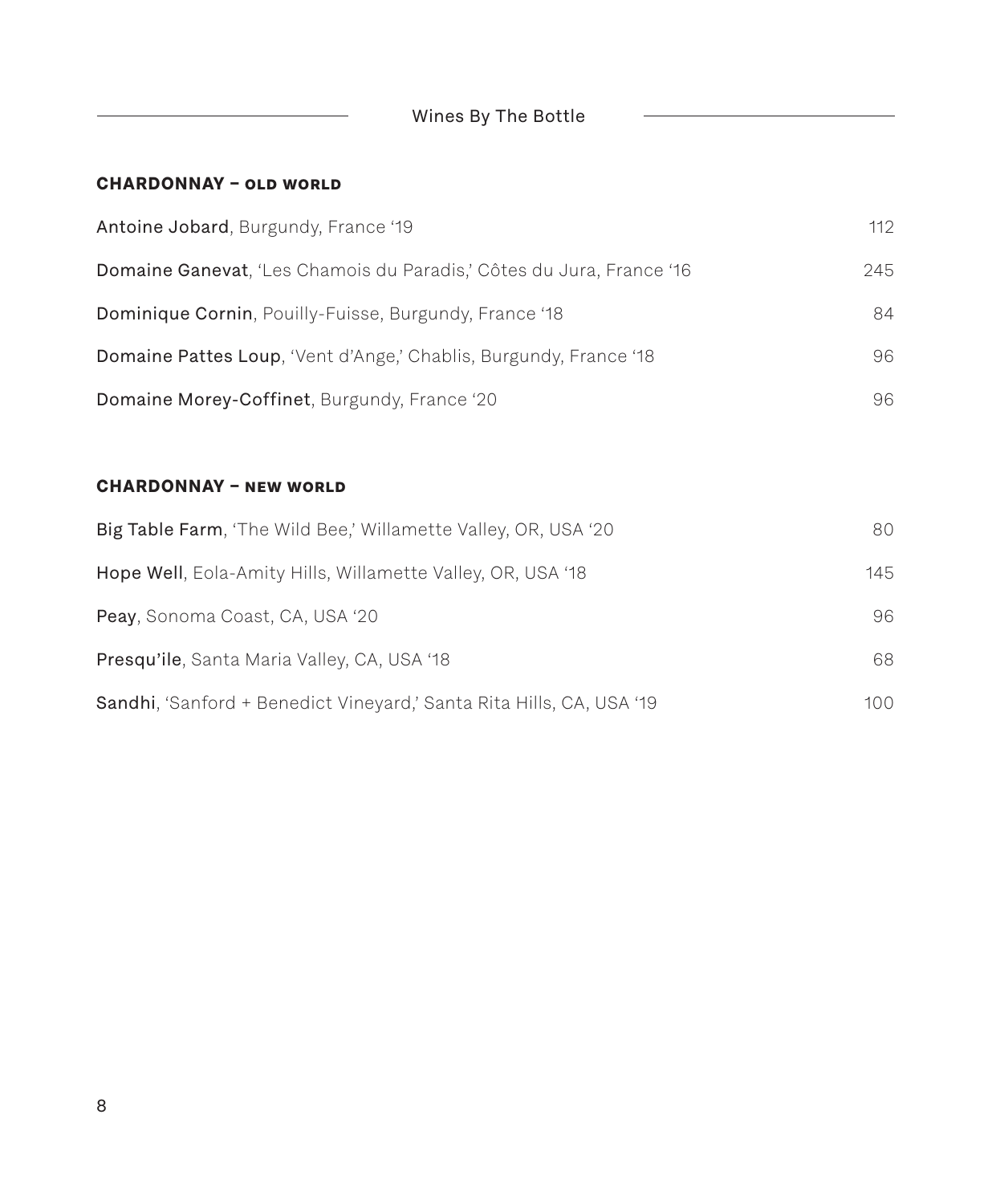## Wines By The Bottle

### CHARDONNAY – OLD WORLD

| | |
|---|---|
| **Antoine Jobard**, Burgundy, France '19 | 112 |
| **Domaine Ganevat**, 'Les Chamois du Paradis,' Côtes du Jura, France '16 | 245 |
| **Dominique Cornin**, Pouilly-Fuisse, Burgundy, France '18 | 84 |
| **Domaine Pattes Loup**, 'Vent d'Ange,' Chablis, Burgundy, France '18 | 96 |
| **Domaine Morey-Coffinet**, Burgundy, France '20 | 96 |

### CHARDONNAY – NEW WORLD

| | |
|---|---|
| **Big Table Farm**, 'The Wild Bee,' Willamette Valley, OR, USA '20 | 80 |
| **Hope Well**, Eola-Amity Hills, Willamette Valley, OR, USA '18 | 145 |
| **Peay**, Sonoma Coast, CA, USA '20 | 96 |
| **Presqu'ile**, Santa Maria Valley, CA, USA '18 | 68 |
| **Sandhi**, 'Sanford + Benedict Vineyard,' Santa Rita Hills, CA, USA '19 | 100 |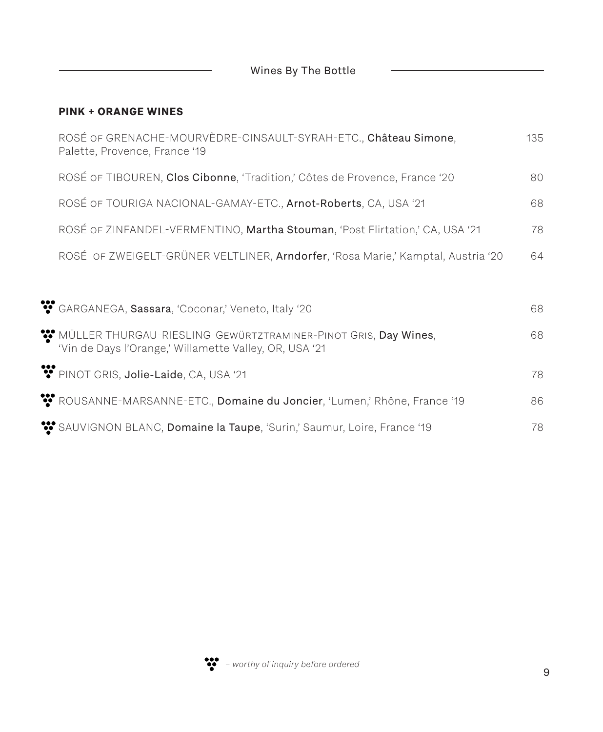## Wines By The Bottle

### PINK + ORANGE WINES

ROSÉ OF GRENACHE-MOURVÈDRE-CINSAULT-SYRAH-ETC., **Château Simone**, Palette, Provence, France '19 — 135

ROSÉ OF TIBOUREN, **Clos Cibonne**, 'Tradition,' Côtes de Provence, France '20 — 80

ROSÉ OF TOURIGA NACIONAL-GAMAY-ETC., **Arnot-Roberts**, CA, USA '21 — 68

ROSÉ OF ZINFANDEL-VERMENTINO, **Martha Stouman**, 'Post Flirtation,' CA, USA '21 — 78

ROSÉ OF ZWEIGELT-GRÜNER VELTLINER, **Arndorfer**, 'Rosa Marie,' Kamptal, Austria '20 — 64

GARGANEGA, **Sassara**, 'Coconar,' Veneto, Italy '20 — 68

MÜLLER THURGAU-RIESLING-GEWÜRZTRAMINER-PINOT GRIS, **Day Wines**, 'Vin de Days l'Orange,' Willamette Valley, OR, USA '21 — 68

PINOT GRIS, **Jolie-Laide**, CA, USA '21 — 78

ROUSANNE-MARSANNE-ETC., **Domaine du Joncier**, 'Lumen,' Rhône, France '19 — 86

SAUVIGNON BLANC, **Domaine la Taupe**, 'Surin,' Saumur, Loire, France '19 — 78

*– worthy of inquiry before ordered*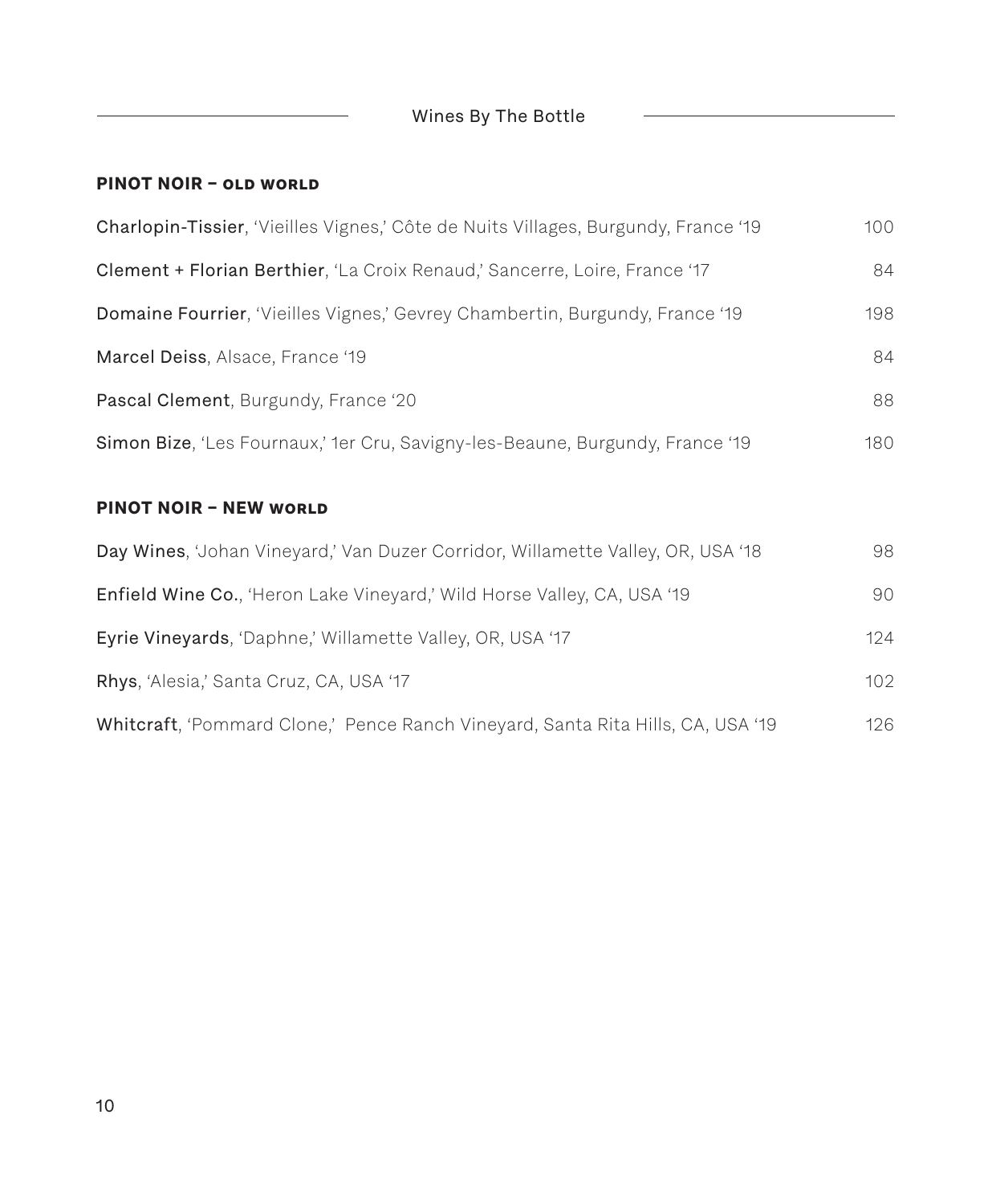## Wines By The Bottle

### PINOT NOIR – OLD WORLD

| | |
|---|---|
| **Charlopin-Tissier**, 'Vieilles Vignes,' Côte de Nuits Villages, Burgundy, France '19 | 100 |
| **Clement + Florian Berthier**, 'La Croix Renaud,' Sancerre, Loire, France '17 | 84 |
| **Domaine Fourrier**, 'Vieilles Vignes,' Gevrey Chambertin, Burgundy, France '19 | 198 |
| **Marcel Deiss**, Alsace, France '19 | 84 |
| **Pascal Clement**, Burgundy, France '20 | 88 |
| **Simon Bize**, 'Les Fournaux,' 1er Cru, Savigny-les-Beaune, Burgundy, France '19 | 180 |

### PINOT NOIR – NEW WORLD

| | |
|---|---|
| **Day Wines**, 'Johan Vineyard,' Van Duzer Corridor, Willamette Valley, OR, USA '18 | 98 |
| **Enfield Wine Co.**, 'Heron Lake Vineyard,' Wild Horse Valley, CA, USA '19 | 90 |
| **Eyrie Vineyards**, 'Daphne,' Willamette Valley, OR, USA '17 | 124 |
| **Rhys**, 'Alesia,' Santa Cruz, CA, USA '17 | 102 |
| **Whitcraft**, 'Pommard Clone,' Pence Ranch Vineyard, Santa Rita Hills, CA, USA '19 | 126 |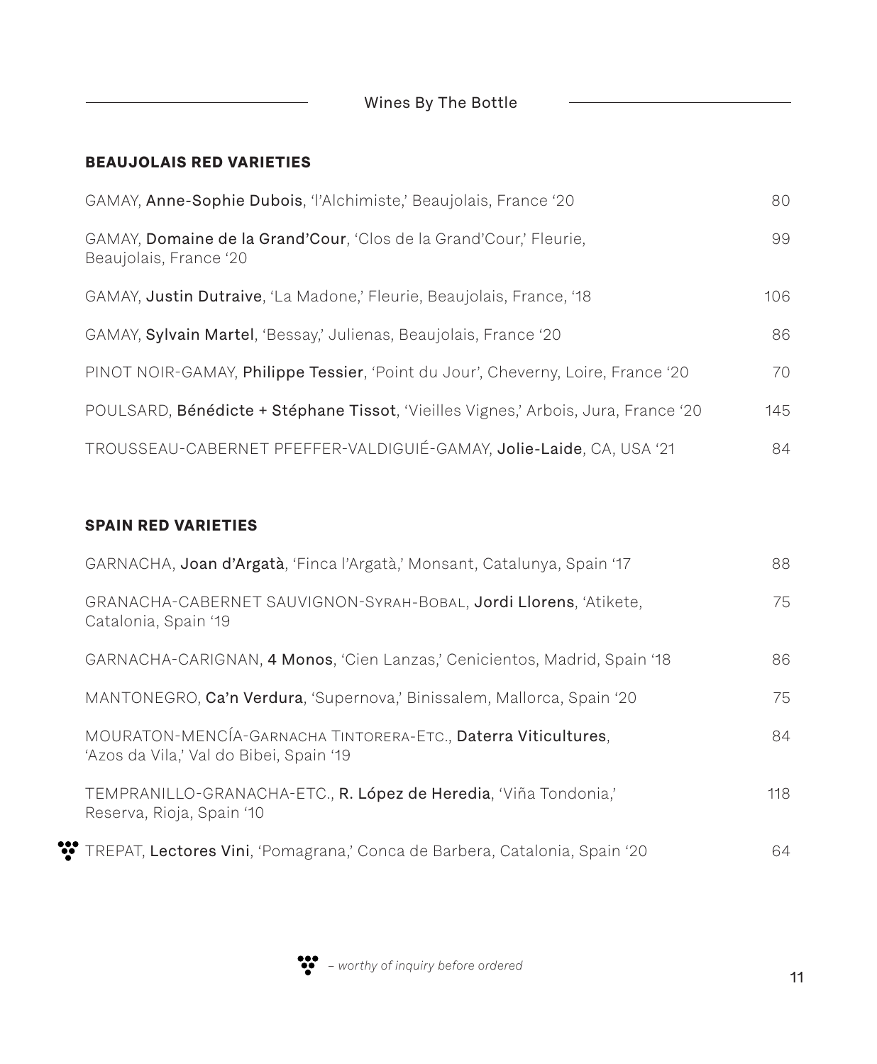## Wines By The Bottle

### BEAUJOLAIS RED VARIETIES

| | |
|---|---|
| GAMAY, **Anne-Sophie Dubois**, 'l'Alchimiste,' Beaujolais, France '20 | 80 |
| GAMAY, **Domaine de la Grand'Cour**, 'Clos de la Grand'Cour,' Fleurie, Beaujolais, France '20 | 99 |
| GAMAY, **Justin Dutraive**, 'La Madone,' Fleurie, Beaujolais, France, '18 | 106 |
| GAMAY, **Sylvain Martel**, 'Bessay,' Julienas, Beaujolais, France '20 | 86 |
| PINOT NOIR-GAMAY, **Philippe Tessier**, 'Point du Jour', Cheverny, Loire, France '20 | 70 |
| POULSARD, **Bénédicte + Stéphane Tissot**, 'Vieilles Vignes,' Arbois, Jura, France '20 | 145 |
| TROUSSEAU-CABERNET PFEFFER-VALDIGUIÉ-GAMAY, **Jolie-Laide**, CA, USA '21 | 84 |

### SPAIN RED VARIETIES

| | |
|---|---|
| GARNACHA, **Joan d'Argatà**, 'Finca l'Argatà,' Monsant, Catalunya, Spain '17 | 88 |
| GRANACHA-CABERNET SAUVIGNON-SYRAH-BOBAL, **Jordi Llorens**, 'Atikete, Catalonia, Spain '19 | 75 |
| GARNACHA-CARIGNAN, **4 Monos**, 'Cien Lanzas,' Cenicientos, Madrid, Spain '18 | 86 |
| MANTONEGRO, **Ca'n Verdura**, 'Supernova,' Binissalem, Mallorca, Spain '20 | 75 |
| MOURATON-MENCÍA-GARNACHA TINTORERA-ETC., **Daterra Viticultures**, 'Azos da Vila,' Val do Bibei, Spain '19 | 84 |
| TEMPRANILLO-GRANACHA-ETC., **R. López de Heredia**, 'Viña Tondonia,' Reserva, Rioja, Spain '10 | 118 |
| TREPAT, **Lectores Vini**, 'Pomagrana,' Conca de Barbera, Catalonia, Spain '20 | 64 |

*– worthy of inquiry before ordered*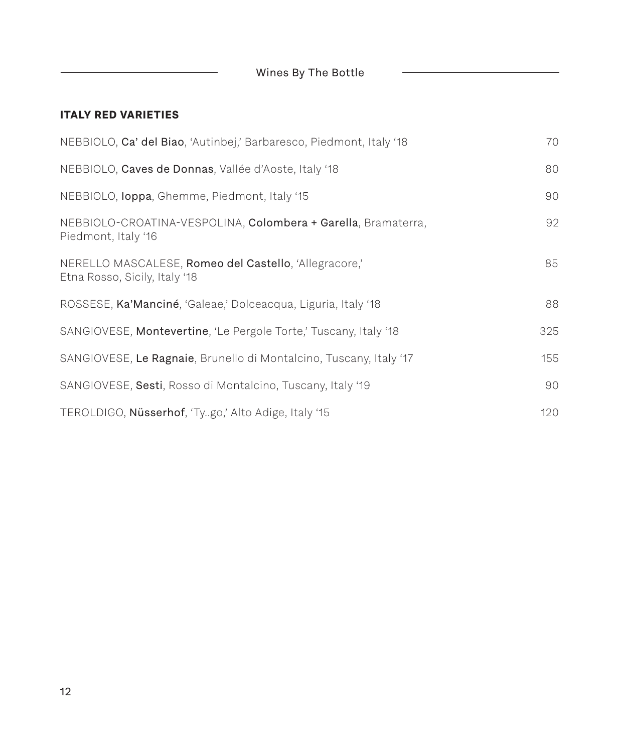Wines By The Bottle

## ITALY RED VARIETIES

| | |
|---|---|
| NEBBIOLO, **Ca' del Biao**, 'Autinbej,' Barbaresco, Piedmont, Italy '18 | 70 |
| NEBBIOLO, **Caves de Donnas**, Vallée d'Aoste, Italy '18 | 80 |
| NEBBIOLO, **Ioppa**, Ghemme, Piedmont, Italy '15 | 90 |
| NEBBIOLO-CROATINA-VESPOLINA, **Colombera + Garella**, Bramaterra, Piedmont, Italy '16 | 92 |
| NERELLO MASCALESE, **Romeo del Castello**, 'Allegracore,' Etna Rosso, Sicily, Italy '18 | 85 |
| ROSSESE, **Ka'Manciné**, 'Galeae,' Dolceacqua, Liguria, Italy '18 | 88 |
| SANGIOVESE, **Montevertine**, 'Le Pergole Torte,' Tuscany, Italy '18 | 325 |
| SANGIOVESE, **Le Ragnaie**, Brunello di Montalcino, Tuscany, Italy '17 | 155 |
| SANGIOVESE, **Sesti**, Rosso di Montalcino, Tuscany, Italy '19 | 90 |
| TEROLDIGO, **Nüsserhof**, 'Ty..go,' Alto Adige, Italy '15 | 120 |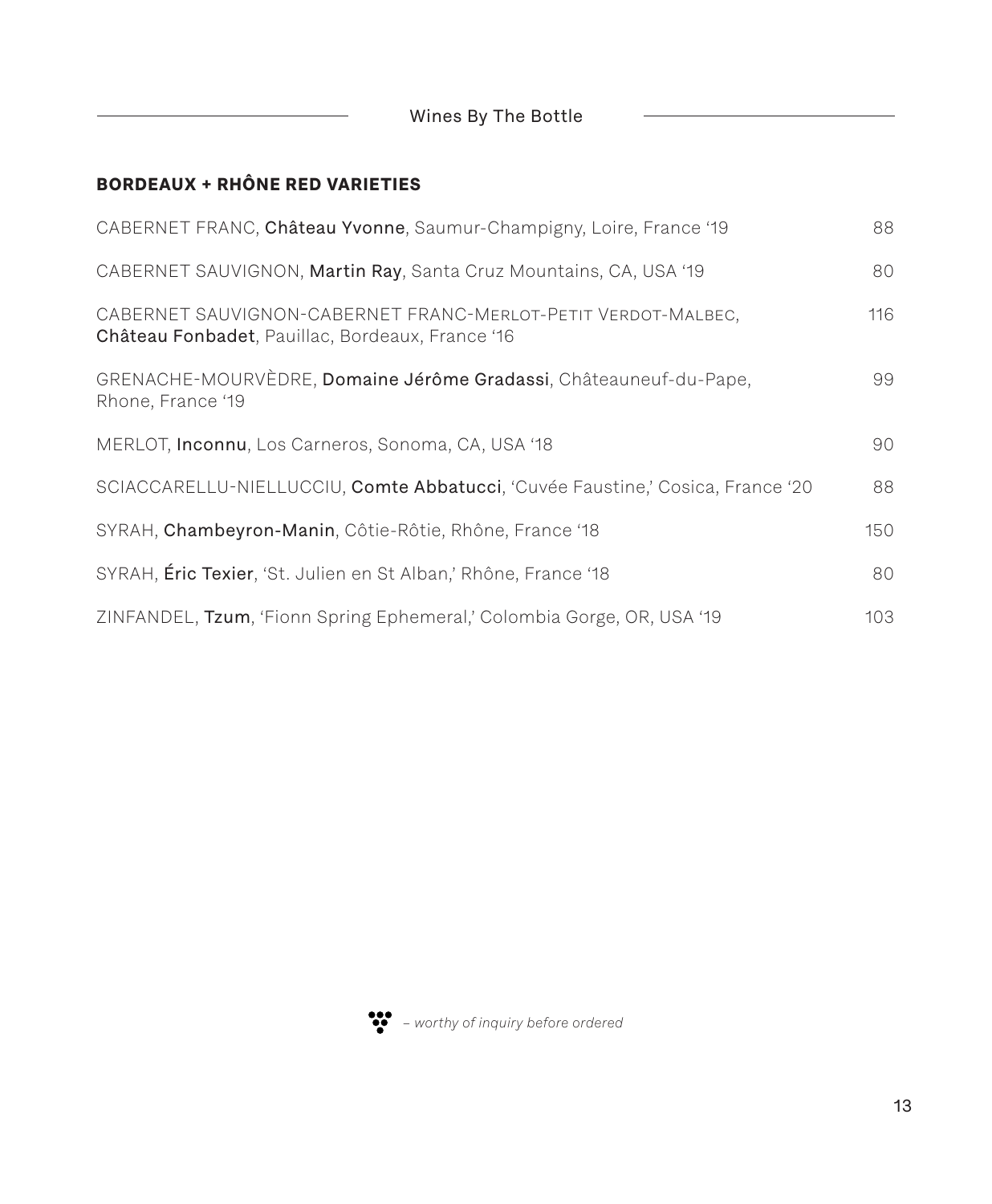Wines By The Bottle

## BORDEAUX + RHÔNE RED VARIETIES

| | |
|---|---|
| CABERNET FRANC, **Château Yvonne**, Saumur-Champigny, Loire, France '19 | 88 |
| CABERNET SAUVIGNON, **Martin Ray**, Santa Cruz Mountains, CA, USA '19 | 80 |
| CABERNET SAUVIGNON-CABERNET FRANC-MERLOT-PETIT VERDOT-MALBEC, **Château Fonbadet**, Pauillac, Bordeaux, France '16 | 116 |
| GRENACHE-MOURVÈDRE, **Domaine Jérôme Gradassi**, Châteauneuf-du-Pape, Rhone, France '19 | 99 |
| MERLOT, **Inconnu**, Los Carneros, Sonoma, CA, USA '18 | 90 |
| SCIACCARELLU-NIELLUCCIU, **Comte Abbatucci**, 'Cuvée Faustine,' Cosica, France '20 | 88 |
| SYRAH, **Chambeyron-Manin**, Côtie-Rôtie, Rhône, France '18 | 150 |
| SYRAH, **Éric Texier**, 'St. Julien en St Alban,' Rhône, France '18 | 80 |
| ZINFANDEL, **Tzum**, 'Fionn Spring Ephemeral,' Colombia Gorge, OR, USA '19 | 103 |

*– worthy of inquiry before ordered*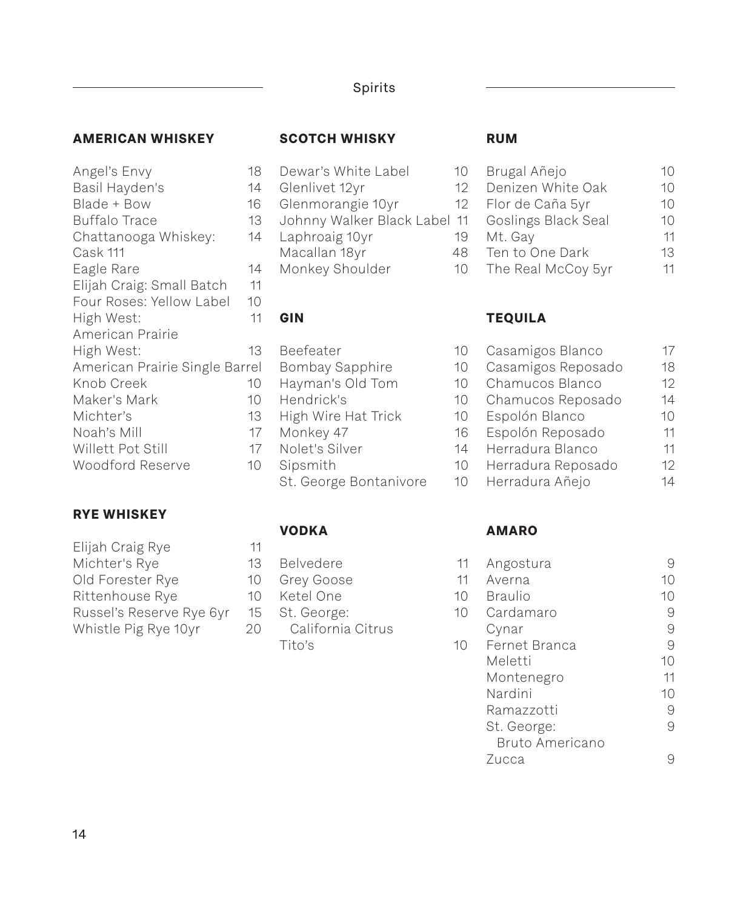# Spirits

## AMERICAN WHISKEY

| | |
|---|---|
| Angel's Envy | 18 |
| Basil Hayden's | 14 |
| Blade + Bow | 16 |
| Buffalo Trace | 13 |
| Chattanooga Whiskey: Cask 111 | 14 |
| Eagle Rare | 14 |
| Elijah Craig: Small Batch | 11 |
| Four Roses: Yellow Label | 10 |
| High West: American Prairie | 11 |
| High West: American Prairie Single Barrel | 13 |
| Knob Creek | 10 |
| Maker's Mark | 10 |
| Michter's | 13 |
| Noah's Mill | 17 |
| Willett Pot Still | 17 |
| Woodford Reserve | 10 |

## RYE WHISKEY

| | |
|---|---|
| Elijah Craig Rye | 11 |
| Michter's Rye | 13 |
| Old Forester Rye | 10 |
| Rittenhouse Rye | 10 |
| Russel's Reserve Rye 6yr | 15 |
| Whistle Pig Rye 10yr | 20 |

## SCOTCH WHISKY

| | |
|---|---|
| Dewar's White Label | 10 |
| Glenlivet 12yr | 12 |
| Glenmorangie 10yr | 12 |
| Johnny Walker Black Label | 11 |
| Laphroaig 10yr | 19 |
| Macallan 18yr | 48 |
| Monkey Shoulder | 10 |

## GIN

| | |
|---|---|
| Beefeater | 10 |
| Bombay Sapphire | 10 |
| Hayman's Old Tom | 10 |
| Hendrick's | 10 |
| High Wire Hat Trick | 10 |
| Monkey 47 | 16 |
| Nolet's Silver | 14 |
| Sipsmith | 10 |
| St. George Bontanivore | 10 |

## VODKA

| | |
|---|---|
| Belvedere | 11 |
| Grey Goose | 11 |
| Ketel One | 10 |
| St. George: California Citrus | 10 |
| Tito's | 10 |

## RUM

| | |
|---|---|
| Brugal Añejo | 10 |
| Denizen White Oak | 10 |
| Flor de Caña 5yr | 10 |
| Goslings Black Seal | 10 |
| Mt. Gay | 11 |
| Ten to One Dark | 13 |
| The Real McCoy 5yr | 11 |

## TEQUILA

| | |
|---|---|
| Casamigos Blanco | 17 |
| Casamigos Reposado | 18 |
| Chamucos Blanco | 12 |
| Chamucos Reposado | 14 |
| Espolón Blanco | 10 |
| Espolón Reposado | 11 |
| Herradura Blanco | 11 |
| Herradura Reposado | 12 |
| Herradura Añejo | 14 |

## AMARO

| | |
|---|---|
| Angostura | 9 |
| Averna | 10 |
| Braulio | 10 |
| Cardamaro | 9 |
| Cynar | 9 |
| Fernet Branca | 9 |
| Meletti | 10 |
| Montenegro | 11 |
| Nardini | 10 |
| Ramazzotti | 9 |
| St. George: Bruto Americano | 9 |
| Zucca | 9 |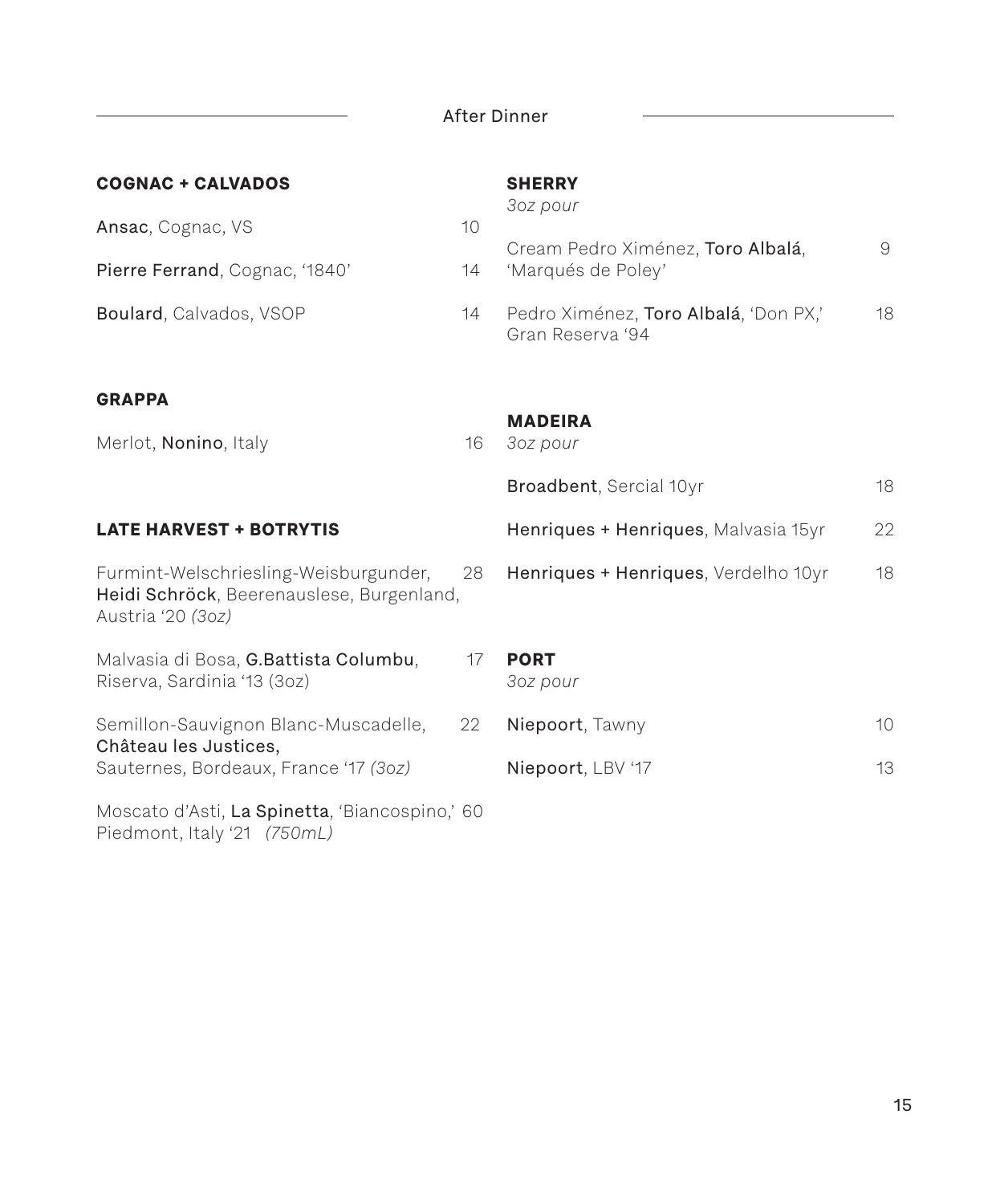## After Dinner

### COGNAC + CALVADOS

**Ansac**, Cognac, VS 10

**Pierre Ferrand**, Cognac, '1840' 14

**Boulard**, Calvados, VSOP 14

### GRAPPA

Merlot, **Nonino**, Italy 16

### LATE HARVEST + BOTRYTIS

Furmint-Welschriesling-Weisburgunder, **Heidi Schröck**, Beerenauslese, Burgenland, Austria '20 *(3oz)* 28

Malvasia di Bosa, **G.Battista Columbu**, Riserva, Sardinia '13 (3oz) 17

Semillon-Sauvignon Blanc-Muscadelle, **Château les Justices**, Sauternes, Bordeaux, France '17 *(3oz)* 22

Moscato d'Asti, **La Spinetta**, 'Biancospino,' Piedmont, Italy '21 *(750mL)* 60

### SHERRY

*3oz pour*

Cream Pedro Ximénez, **Toro Albalá**, 'Marqués de Poley' 9

Pedro Ximénez, **Toro Albalá**, 'Don PX,' Gran Reserva '94 18

### MADEIRA

*3oz pour*

**Broadbent**, Sercial 10yr 18

**Henriques + Henriques**, Malvasia 15yr 22

**Henriques + Henriques**, Verdelho 10yr 18

### PORT

*3oz pour*

**Niepoort**, Tawny 10

**Niepoort**, LBV '17 13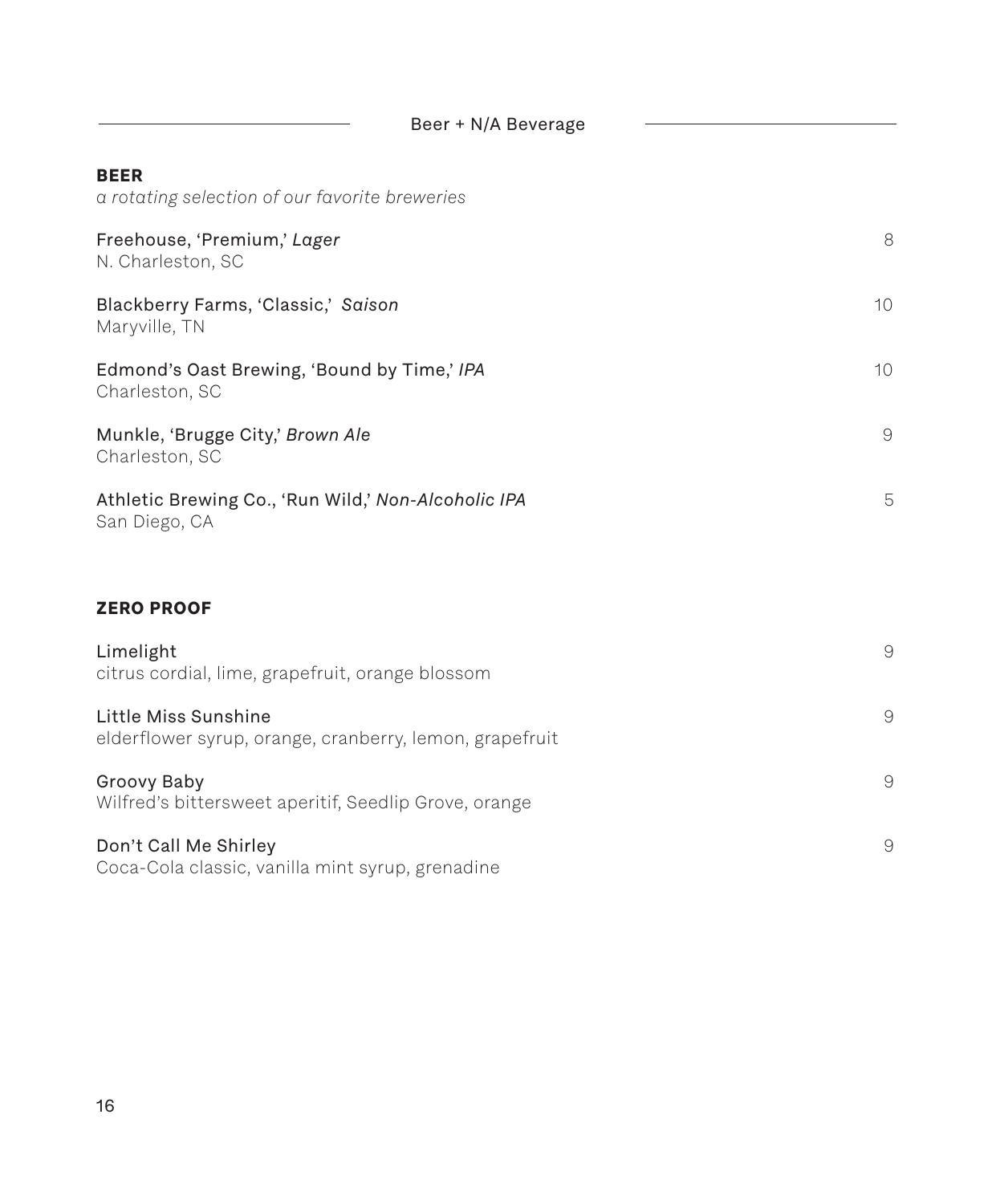# Beer + N/A Beverage

## BEER

*a rotating selection of our favorite breweries*

Freehouse, 'Premium,' *Lager* — 8
N. Charleston, SC

Blackberry Farms, 'Classic,' *Saison* — 10
Maryville, TN

Edmond's Oast Brewing, 'Bound by Time,' *IPA* — 10
Charleston, SC

Munkle, 'Brugge City,' *Brown Ale* — 9
Charleston, SC

Athletic Brewing Co., 'Run Wild,' *Non-Alcoholic IPA* — 5
San Diego, CA

## ZERO PROOF

Limelight — 9
citrus cordial, lime, grapefruit, orange blossom

Little Miss Sunshine — 9
elderflower syrup, orange, cranberry, lemon, grapefruit

Groovy Baby — 9
Wilfred's bittersweet aperitif, Seedlip Grove, orange

Don't Call Me Shirley — 9
Coca-Cola classic, vanilla mint syrup, grenadine